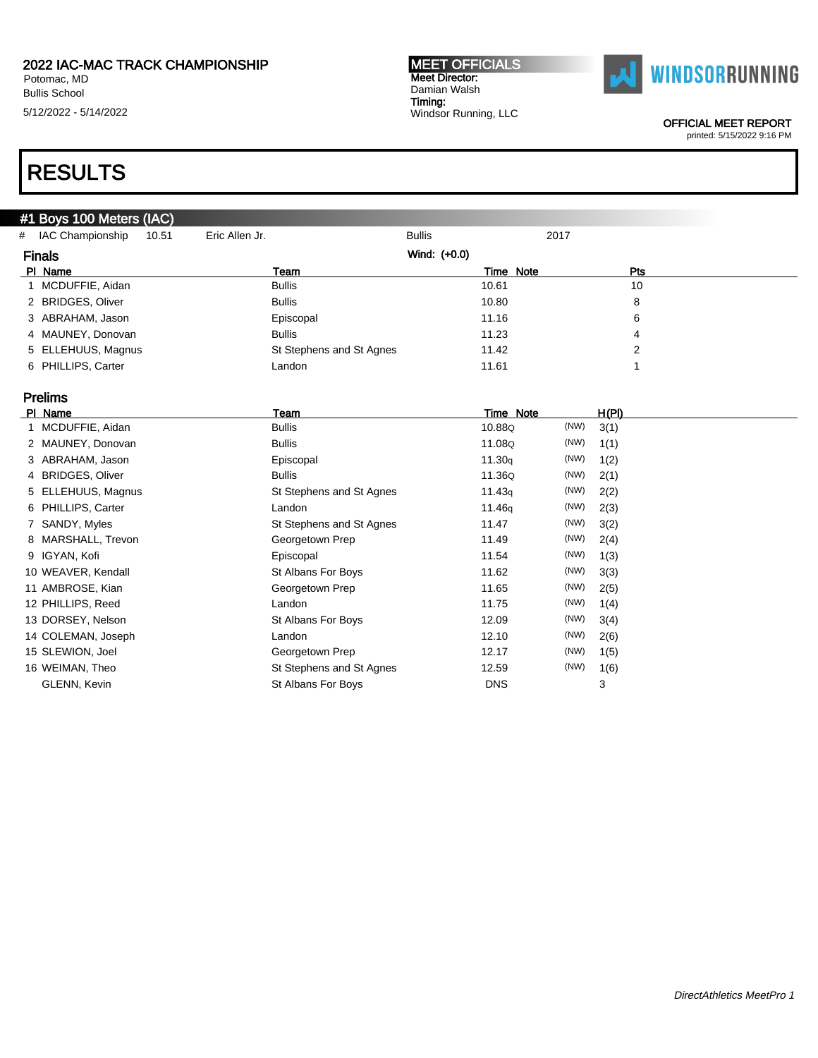2022 IAC-MAC TRACK CHAMPIONSHIP
Potomac, MD
Bullis School
5/12/2022 - 5/14/2022

**MEET OFFICIALS**
Meet Director:
Damian Walsh
Timing:
Windsor Running, LLC

WINDSORRUNNING

OFFICIAL MEET REPORT
printed: 5/15/2022 9:16 PM

# RESULTS

## #1 Boys 100 Meters (IAC)

| # | IAC Championship | 10.51 | Eric Allen Jr. | Bullis | 2017 |
|---|---|---|---|---|---|

### Finals

Wind: (+0.0)

| Pl | Name | Team | Time | Note | Pts |
|---|---|---|---|---|---|
| 1 | MCDUFFIE, Aidan | Bullis | 10.61 | | 10 |
| 2 | BRIDGES, Oliver | Bullis | 10.80 | | 8 |
| 3 | ABRAHAM, Jason | Episcopal | 11.16 | | 6 |
| 4 | MAUNEY, Donovan | Bullis | 11.23 | | 4 |
| 5 | ELLEHUUS, Magnus | St Stephens and St Agnes | 11.42 | | 2 |
| 6 | PHILLIPS, Carter | Landon | 11.61 | | 1 |

### Prelims

| Pl | Name | Team | Time | Note | | H(Pl) |
|---|---|---|---|---|---|---|
| 1 | MCDUFFIE, Aidan | Bullis | 10.88Q | | (NW) | 3(1) |
| 2 | MAUNEY, Donovan | Bullis | 11.08Q | | (NW) | 1(1) |
| 3 | ABRAHAM, Jason | Episcopal | 11.30q | | (NW) | 1(2) |
| 4 | BRIDGES, Oliver | Bullis | 11.36Q | | (NW) | 2(1) |
| 5 | ELLEHUUS, Magnus | St Stephens and St Agnes | 11.43q | | (NW) | 2(2) |
| 6 | PHILLIPS, Carter | Landon | 11.46q | | (NW) | 2(3) |
| 7 | SANDY, Myles | St Stephens and St Agnes | 11.47 | | (NW) | 3(2) |
| 8 | MARSHALL, Trevon | Georgetown Prep | 11.49 | | (NW) | 2(4) |
| 9 | IGYAN, Kofi | Episcopal | 11.54 | | (NW) | 1(3) |
| 10 | WEAVER, Kendall | St Albans For Boys | 11.62 | | (NW) | 3(3) |
| 11 | AMBROSE, Kian | Georgetown Prep | 11.65 | | (NW) | 2(5) |
| 12 | PHILLIPS, Reed | Landon | 11.75 | | (NW) | 1(4) |
| 13 | DORSEY, Nelson | St Albans For Boys | 12.09 | | (NW) | 3(4) |
| 14 | COLEMAN, Joseph | Landon | 12.10 | | (NW) | 2(6) |
| 15 | SLEWION, Joel | Georgetown Prep | 12.17 | | (NW) | 1(5) |
| 16 | WEIMAN, Theo | St Stephens and St Agnes | 12.59 | | (NW) | 1(6) |
| | GLENN, Kevin | St Albans For Boys | DNS | | | 3 |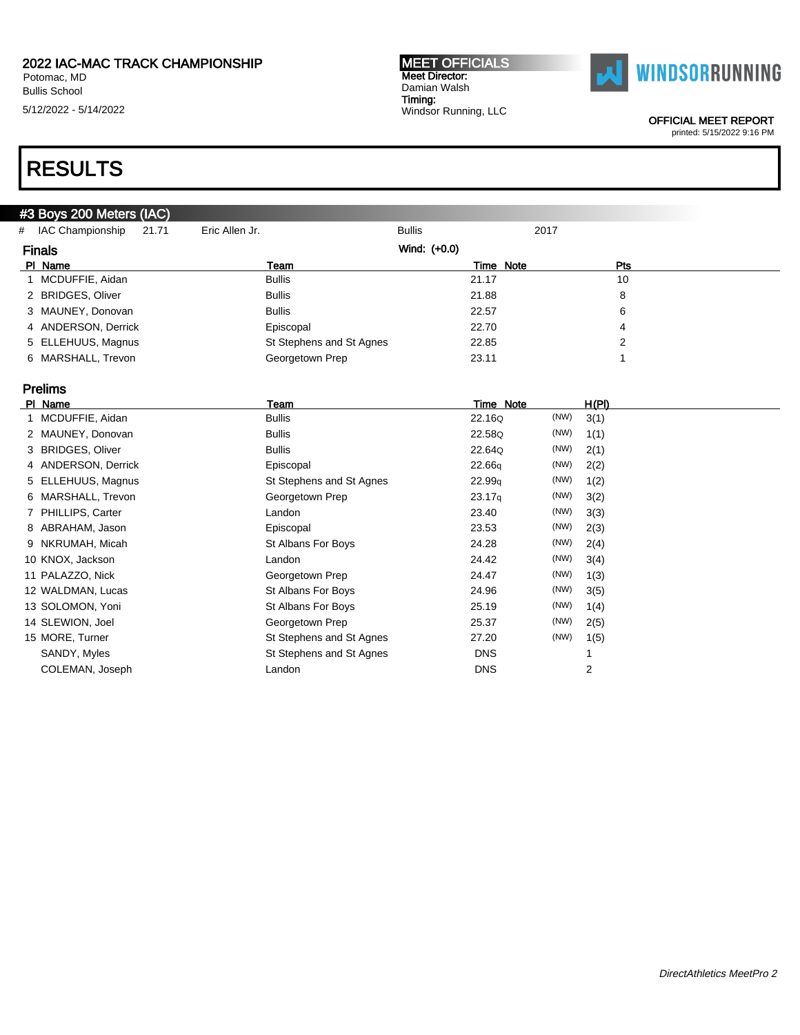2022 IAC-MAC TRACK CHAMPIONSHIP
Potomac, MD
Bullis School
5/12/2022 - 5/14/2022

**MEET OFFICIALS**
Meet Director:
Damian Walsh
Timing:
Windsor Running, LLC

OFFICIAL MEET REPORT
printed: 5/15/2022 9:16 PM

# RESULTS

## #3 Boys 200 Meters (IAC)

| # | IAC Championship | 21.71 | Eric Allen Jr. | Bullis | 2017 |
|---|---|---|---|---|---|

### Finals

Wind: (+0.0)

| Pl | Name | Team | Time | Note | Pts |
|---|---|---|---|---|---|
| 1 | MCDUFFIE, Aidan | Bullis | 21.17 | | 10 |
| 2 | BRIDGES, Oliver | Bullis | 21.88 | | 8 |
| 3 | MAUNEY, Donovan | Bullis | 22.57 | | 6 |
| 4 | ANDERSON, Derrick | Episcopal | 22.70 | | 4 |
| 5 | ELLEHUUS, Magnus | St Stephens and St Agnes | 22.85 | | 2 |
| 6 | MARSHALL, Trevon | Georgetown Prep | 23.11 | | 1 |

### Prelims

| Pl | Name | Team | Time | Note | | H(Pl) |
|---|---|---|---|---|---|---|
| 1 | MCDUFFIE, Aidan | Bullis | 22.16Q | | (NW) | 3(1) |
| 2 | MAUNEY, Donovan | Bullis | 22.58Q | | (NW) | 1(1) |
| 3 | BRIDGES, Oliver | Bullis | 22.64Q | | (NW) | 2(1) |
| 4 | ANDERSON, Derrick | Episcopal | 22.66q | | (NW) | 2(2) |
| 5 | ELLEHUUS, Magnus | St Stephens and St Agnes | 22.99q | | (NW) | 1(2) |
| 6 | MARSHALL, Trevon | Georgetown Prep | 23.17q | | (NW) | 3(2) |
| 7 | PHILLIPS, Carter | Landon | 23.40 | | (NW) | 3(3) |
| 8 | ABRAHAM, Jason | Episcopal | 23.53 | | (NW) | 2(3) |
| 9 | NKRUMAH, Micah | St Albans For Boys | 24.28 | | (NW) | 2(4) |
| 10 | KNOX, Jackson | Landon | 24.42 | | (NW) | 3(4) |
| 11 | PALAZZO, Nick | Georgetown Prep | 24.47 | | (NW) | 1(3) |
| 12 | WALDMAN, Lucas | St Albans For Boys | 24.96 | | (NW) | 3(5) |
| 13 | SOLOMON, Yoni | St Albans For Boys | 25.19 | | (NW) | 1(4) |
| 14 | SLEWION, Joel | Georgetown Prep | 25.37 | | (NW) | 2(5) |
| 15 | MORE, Turner | St Stephens and St Agnes | 27.20 | | (NW) | 1(5) |
| | SANDY, Myles | St Stephens and St Agnes | DNS | | | 1 |
| | COLEMAN, Joseph | Landon | DNS | | | 2 |

*DirectAthletics MeetPro 2*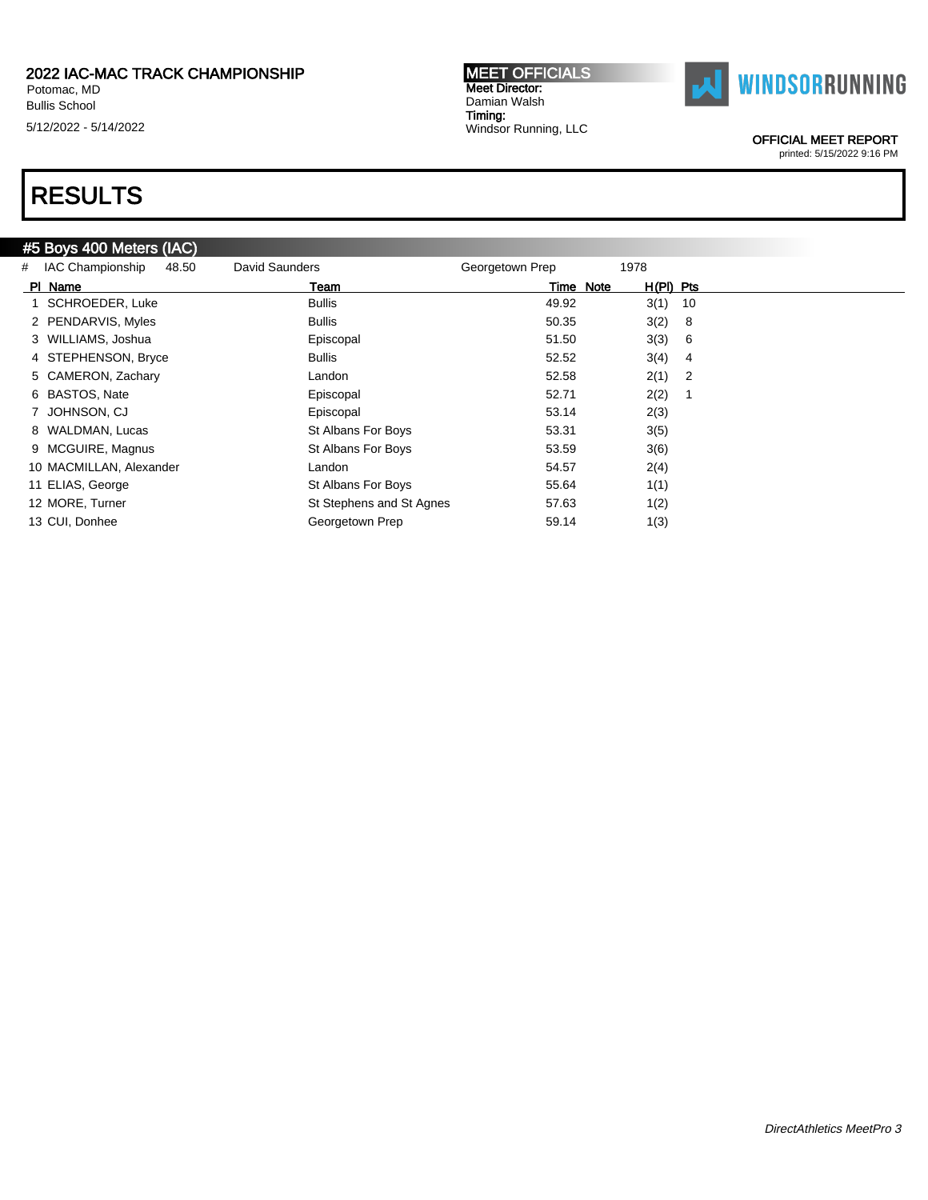2022 IAC-MAC TRACK CHAMPIONSHIP
Potomac, MD
Bullis School
5/12/2022 - 5/14/2022

**MEET OFFICIALS**
Meet Director:
Damian Walsh
Timing:
Windsor Running, LLC

WINDSORRUNNING

OFFICIAL MEET REPORT
printed: 5/15/2022 9:16 PM

# RESULTS

## #5 Boys 400 Meters (IAC)

| # | IAC Championship | 48.50 | David Saunders | Georgetown Prep | 1978 |
|---|---|---|---|---|---|

| Pl | Name | Team | Time | Note | H(Pl) | Pts |
|---|---|---|---|---|---|---|
| 1 | SCHROEDER, Luke | Bullis | 49.92 | | 3(1) | 10 |
| 2 | PENDARVIS, Myles | Bullis | 50.35 | | 3(2) | 8 |
| 3 | WILLIAMS, Joshua | Episcopal | 51.50 | | 3(3) | 6 |
| 4 | STEPHENSON, Bryce | Bullis | 52.52 | | 3(4) | 4 |
| 5 | CAMERON, Zachary | Landon | 52.58 | | 2(1) | 2 |
| 6 | BASTOS, Nate | Episcopal | 52.71 | | 2(2) | 1 |
| 7 | JOHNSON, CJ | Episcopal | 53.14 | | 2(3) | |
| 8 | WALDMAN, Lucas | St Albans For Boys | 53.31 | | 3(5) | |
| 9 | MCGUIRE, Magnus | St Albans For Boys | 53.59 | | 3(6) | |
| 10 | MACMILLAN, Alexander | Landon | 54.57 | | 2(4) | |
| 11 | ELIAS, George | St Albans For Boys | 55.64 | | 1(1) | |
| 12 | MORE, Turner | St Stephens and St Agnes | 57.63 | | 1(2) | |
| 13 | CUI, Donhee | Georgetown Prep | 59.14 | | 1(3) | |

*DirectAthletics MeetPro 3*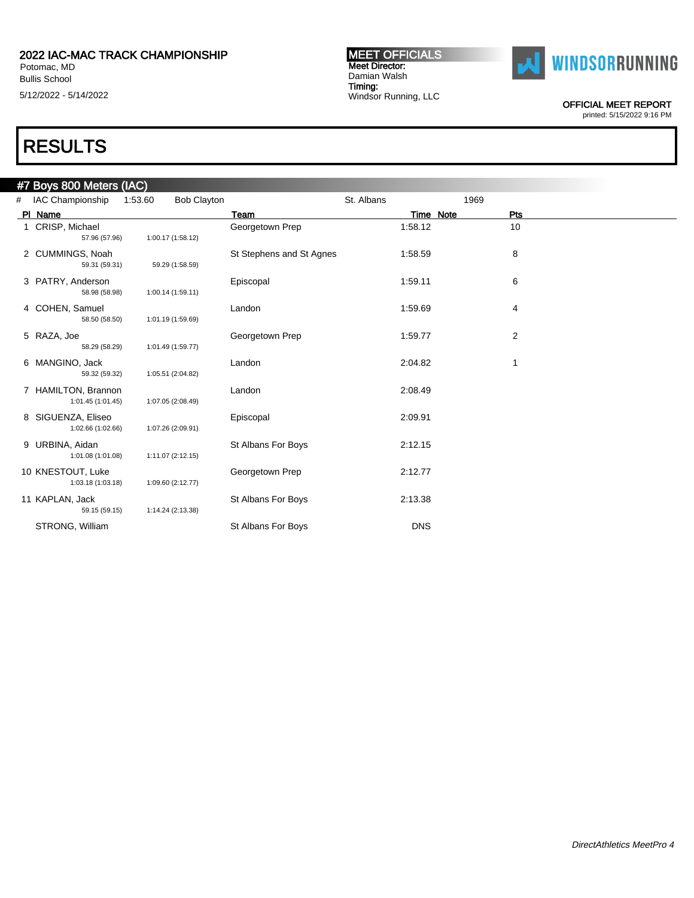2022 IAC-MAC TRACK CHAMPIONSHIP
Potomac, MD
Bullis School
5/12/2022 - 5/14/2022

**MEET OFFICIALS**
Meet Director:
Damian Walsh
Timing:
Windsor Running, LLC

WINDSORRUNNING

OFFICIAL MEET REPORT
printed: 5/15/2022 9:16 PM

# RESULTS

## #7 Boys 800 Meters (IAC)

| # | IAC Championship | 1:53.60 | Bob Clayton | St. Albans | 1969 |
|---|---|---|---|---|---|

| Pl | Name | Splits | Team | Time | Note | Pts |
|---|---|---|---|---|---|---|
| 1 | CRISP, Michael | 57.96 (57.96) / 1:00.17 (1:58.12) | Georgetown Prep | 1:58.12 | | 10 |
| 2 | CUMMINGS, Noah | 59.31 (59.31) / 59.29 (1:58.59) | St Stephens and St Agnes | 1:58.59 | | 8 |
| 3 | PATRY, Anderson | 58.98 (58.98) / 1:00.14 (1:59.11) | Episcopal | 1:59.11 | | 6 |
| 4 | COHEN, Samuel | 58.50 (58.50) / 1:01.19 (1:59.69) | Landon | 1:59.69 | | 4 |
| 5 | RAZA, Joe | 58.29 (58.29) / 1:01.49 (1:59.77) | Georgetown Prep | 1:59.77 | | 2 |
| 6 | MANGINO, Jack | 59.32 (59.32) / 1:05.51 (2:04.82) | Landon | 2:04.82 | | 1 |
| 7 | HAMILTON, Brannon | 1:01.45 (1:01.45) / 1:07.05 (2:08.49) | Landon | 2:08.49 | | |
| 8 | SIGUENZA, Eliseo | 1:02.66 (1:02.66) / 1:07.26 (2:09.91) | Episcopal | 2:09.91 | | |
| 9 | URBINA, Aidan | 1:01.08 (1:01.08) / 1:11.07 (2:12.15) | St Albans For Boys | 2:12.15 | | |
| 10 | KNESTOUT, Luke | 1:03.18 (1:03.18) / 1:09.60 (2:12.77) | Georgetown Prep | 2:12.77 | | |
| 11 | KAPLAN, Jack | 59.15 (59.15) / 1:14.24 (2:13.38) | St Albans For Boys | 2:13.38 | | |
| | STRONG, William | | St Albans For Boys | DNS | | |

*DirectAthletics MeetPro 4*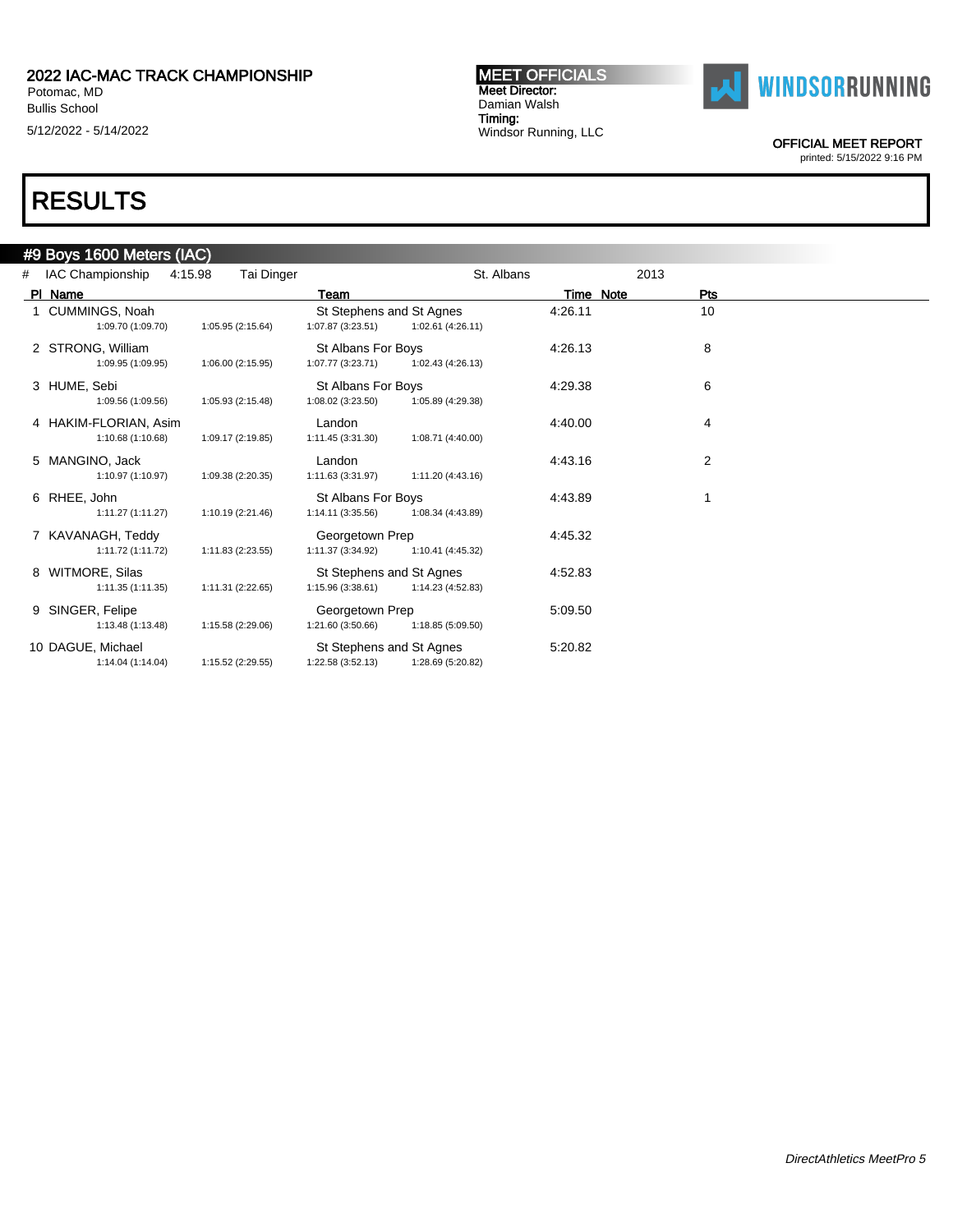# 2022 IAC-MAC TRACK CHAMPIONSHIP

Potomac, MD
Bullis School
5/12/2022 - 5/14/2022

**MEET OFFICIALS**
Meet Director:
Damian Walsh
Timing:
Windsor Running, LLC

OFFICIAL MEET REPORT
printed: 5/15/2022 9:16 PM

# RESULTS

## #9 Boys 1600 Meters (IAC)

| # | IAC Championship | 4:15.98 | Tai Dinger | St. Albans | 2013 |
|---|---|---|---|---|---|

| Pl | Name | Team | Time | Note | Pts |
|---|---|---|---|---|---|
| 1 | CUMMINGS, Noah | St Stephens and St Agnes | 4:26.11 | | 10 |
| | 1:09.70 (1:09.70) 1:05.95 (2:15.64) 1:07.87 (3:23.51) 1:02.61 (4:26.11) | | | | |
| 2 | STRONG, William | St Albans For Boys | 4:26.13 | | 8 |
| | 1:09.95 (1:09.95) 1:06.00 (2:15.95) 1:07.77 (3:23.71) 1:02.43 (4:26.13) | | | | |
| 3 | HUME, Sebi | St Albans For Boys | 4:29.38 | | 6 |
| | 1:09.56 (1:09.56) 1:05.93 (2:15.48) 1:08.02 (3:23.50) 1:05.89 (4:29.38) | | | | |
| 4 | HAKIM-FLORIAN, Asim | Landon | 4:40.00 | | 4 |
| | 1:10.68 (1:10.68) 1:09.17 (2:19.85) 1:11.45 (3:31.30) 1:08.71 (4:40.00) | | | | |
| 5 | MANGINO, Jack | Landon | 4:43.16 | | 2 |
| | 1:10.97 (1:10.97) 1:09.38 (2:20.35) 1:11.63 (3:31.97) 1:11.20 (4:43.16) | | | | |
| 6 | RHEE, John | St Albans For Boys | 4:43.89 | | 1 |
| | 1:11.27 (1:11.27) 1:10.19 (2:21.46) 1:14.11 (3:35.56) 1:08.34 (4:43.89) | | | | |
| 7 | KAVANAGH, Teddy | Georgetown Prep | 4:45.32 | | |
| | 1:11.72 (1:11.72) 1:11.83 (2:23.55) 1:11.37 (3:34.92) 1:10.41 (4:45.32) | | | | |
| 8 | WITMORE, Silas | St Stephens and St Agnes | 4:52.83 | | |
| | 1:11.35 (1:11.35) 1:11.31 (2:22.65) 1:15.96 (3:38.61) 1:14.23 (4:52.83) | | | | |
| 9 | SINGER, Felipe | Georgetown Prep | 5:09.50 | | |
| | 1:13.48 (1:13.48) 1:15.58 (2:29.06) 1:21.60 (3:50.66) 1:18.85 (5:09.50) | | | | |
| 10 | DAGUE, Michael | St Stephens and St Agnes | 5:20.82 | | |
| | 1:14.04 (1:14.04) 1:15.52 (2:29.55) 1:22.58 (3:52.13) 1:28.69 (5:20.82) | | | | |

*DirectAthletics MeetPro 5*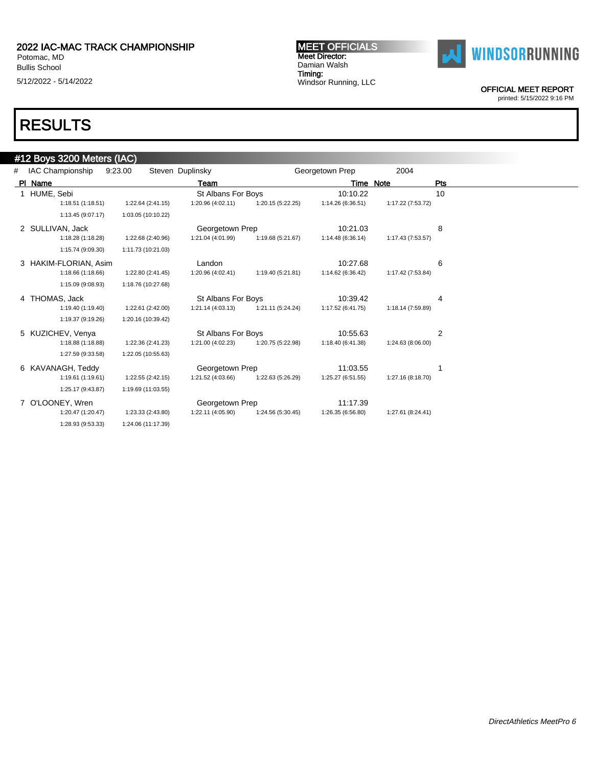2022 IAC-MAC TRACK CHAMPIONSHIP
Potomac, MD
Bullis School
5/12/2022 - 5/14/2022

**MEET OFFICIALS**
Meet Director:
Damian Walsh
Timing:
Windsor Running, LLC

OFFICIAL MEET REPORT
printed: 5/15/2022 9:16 PM

# RESULTS

## #12 Boys 3200 Meters (IAC)

| # | IAC Championship | 9:23.00 | Steven Duplinsky | Georgetown Prep | 2004 |
|---|---|---|---|---|---|

| Pl | Name | Team | Time | Note | Pts |
|---|---|---|---|---|---|
| 1 | HUME, Sebi | St Albans For Boys | 10:10.22 | | 10 |
| | 1:18.51 (1:18.51) 1:22.64 (2:41.15) 1:20.96 (4:02.11) 1:20.15 (5:22.25) 1:14.26 (6:36.51) 1:17.22 (7:53.72) 1:13.45 (9:07.17) 1:03.05 (10:10.22) | | | | |
| 2 | SULLIVAN, Jack | Georgetown Prep | 10:21.03 | | 8 |
| | 1:18.28 (1:18.28) 1:22.68 (2:40.96) 1:21.04 (4:01.99) 1:19.68 (5:21.67) 1:14.48 (6:36.14) 1:17.43 (7:53.57) 1:15.74 (9:09.30) 1:11.73 (10:21.03) | | | | |
| 3 | HAKIM-FLORIAN, Asim | Landon | 10:27.68 | | 6 |
| | 1:18.66 (1:18.66) 1:22.80 (2:41.45) 1:20.96 (4:02.41) 1:19.40 (5:21.81) 1:14.62 (6:36.42) 1:17.42 (7:53.84) 1:15.09 (9:08.93) 1:18.76 (10:27.68) | | | | |
| 4 | THOMAS, Jack | St Albans For Boys | 10:39.42 | | 4 |
| | 1:19.40 (1:19.40) 1:22.61 (2:42.00) 1:21.14 (4:03.13) 1:21.11 (5:24.24) 1:17.52 (6:41.75) 1:18.14 (7:59.89) 1:19.37 (9:19.26) 1:20.16 (10:39.42) | | | | |
| 5 | KUZICHEV, Venya | St Albans For Boys | 10:55.63 | | 2 |
| | 1:18.88 (1:18.88) 1:22.36 (2:41.23) 1:21.00 (4:02.23) 1:20.75 (5:22.98) 1:18.40 (6:41.38) 1:24.63 (8:06.00) 1:27.59 (9:33.58) 1:22.05 (10:55.63) | | | | |
| 6 | KAVANAGH, Teddy | Georgetown Prep | 11:03.55 | | 1 |
| | 1:19.61 (1:19.61) 1:22.55 (2:42.15) 1:21.52 (4:03.66) 1:22.63 (5:26.29) 1:25.27 (6:51.55) 1:27.16 (8:18.70) 1:25.17 (9:43.87) 1:19.69 (11:03.55) | | | | |
| 7 | O'LOONEY, Wren | Georgetown Prep | 11:17.39 | | |
| | 1:20.47 (1:20.47) 1:23.33 (2:43.80) 1:22.11 (4:05.90) 1:24.56 (5:30.45) 1:26.35 (6:56.80) 1:27.61 (8:24.41) 1:28.93 (9:53.33) 1:24.06 (11:17.39) | | | | |

*DirectAthletics MeetPro 6*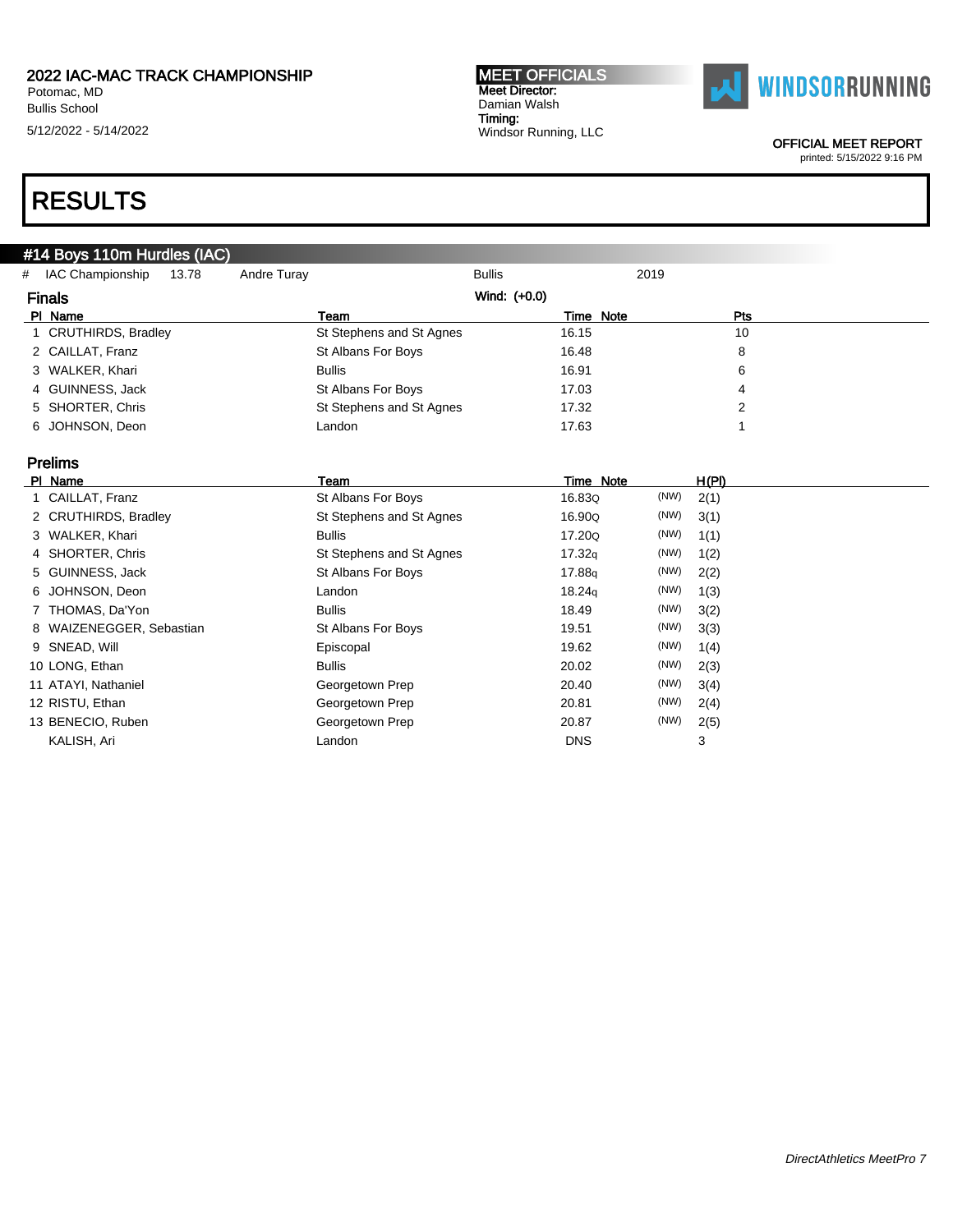2022 IAC-MAC TRACK CHAMPIONSHIP
Potomac, MD
Bullis School
5/12/2022 - 5/14/2022

**MEET OFFICIALS**
Meet Director:
Damian Walsh
Timing:
Windsor Running, LLC

OFFICIAL MEET REPORT
printed: 5/15/2022 9:16 PM

# RESULTS

## #14 Boys 110m Hurdles (IAC)

| # | IAC Championship | 13.78 | Andre Turay | Bullis | 2019 |
|---|---|---|---|---|---|

### Finals

Wind: (+0.0)

| Pl | Name | Team | Time | Note | Pts |
|---|---|---|---|---|---|
| 1 | CRUTHIRDS, Bradley | St Stephens and St Agnes | 16.15 | | 10 |
| 2 | CAILLAT, Franz | St Albans For Boys | 16.48 | | 8 |
| 3 | WALKER, Khari | Bullis | 16.91 | | 6 |
| 4 | GUINNESS, Jack | St Albans For Boys | 17.03 | | 4 |
| 5 | SHORTER, Chris | St Stephens and St Agnes | 17.32 | | 2 |
| 6 | JOHNSON, Deon | Landon | 17.63 | | 1 |

### Prelims

| Pl | Name | Team | Time | Note | | H(Pl) |
|---|---|---|---|---|---|---|
| 1 | CAILLAT, Franz | St Albans For Boys | 16.83Q | | (NW) | 2(1) |
| 2 | CRUTHIRDS, Bradley | St Stephens and St Agnes | 16.90Q | | (NW) | 3(1) |
| 3 | WALKER, Khari | Bullis | 17.20Q | | (NW) | 1(1) |
| 4 | SHORTER, Chris | St Stephens and St Agnes | 17.32q | | (NW) | 1(2) |
| 5 | GUINNESS, Jack | St Albans For Boys | 17.88q | | (NW) | 2(2) |
| 6 | JOHNSON, Deon | Landon | 18.24q | | (NW) | 1(3) |
| 7 | THOMAS, Da'Yon | Bullis | 18.49 | | (NW) | 3(2) |
| 8 | WAIZENEGGER, Sebastian | St Albans For Boys | 19.51 | | (NW) | 3(3) |
| 9 | SNEAD, Will | Episcopal | 19.62 | | (NW) | 1(4) |
| 10 | LONG, Ethan | Bullis | 20.02 | | (NW) | 2(3) |
| 11 | ATAYI, Nathaniel | Georgetown Prep | 20.40 | | (NW) | 3(4) |
| 12 | RISTU, Ethan | Georgetown Prep | 20.81 | | (NW) | 2(4) |
| 13 | BENECIO, Ruben | Georgetown Prep | 20.87 | | (NW) | 2(5) |
| | KALISH, Ari | Landon | DNS | | | 3 |

*DirectAthletics MeetPro 7*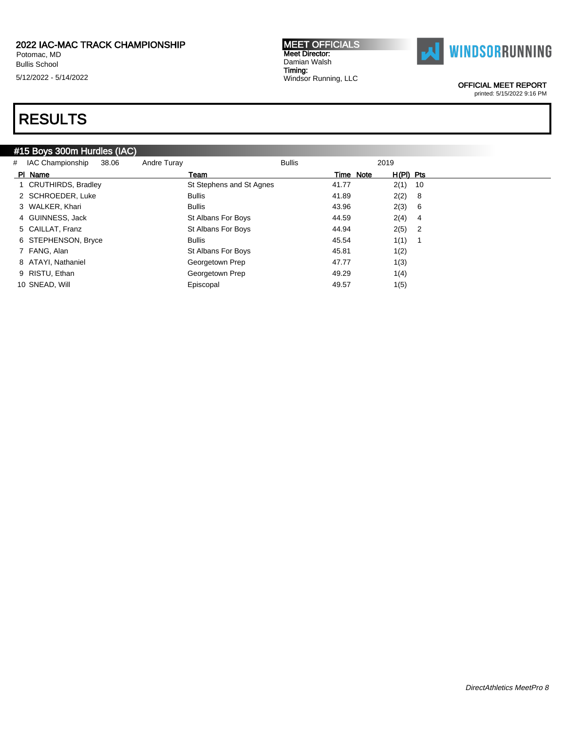2022 IAC-MAC TRACK CHAMPIONSHIP
Potomac, MD
Bullis School
5/12/2022 - 5/14/2022

**MEET OFFICIALS**
Meet Director:
Damian Walsh
Timing:
Windsor Running, LLC

WINDSORRUNNING

OFFICIAL MEET REPORT
printed: 5/15/2022 9:16 PM

# RESULTS

## #15 Boys 300m Hurdles (IAC)

| # | IAC Championship | 38.06 | Andre Turay | Bullis | 2019 |
|---|---|---|---|---|---|

| Pl | Name | Team | Time | Note | H(Pl) | Pts |
|---|---|---|---|---|---|---|
| 1 | CRUTHIRDS, Bradley | St Stephens and St Agnes | 41.77 | | 2(1) | 10 |
| 2 | SCHROEDER, Luke | Bullis | 41.89 | | 2(2) | 8 |
| 3 | WALKER, Khari | Bullis | 43.96 | | 2(3) | 6 |
| 4 | GUINNESS, Jack | St Albans For Boys | 44.59 | | 2(4) | 4 |
| 5 | CAILLAT, Franz | St Albans For Boys | 44.94 | | 2(5) | 2 |
| 6 | STEPHENSON, Bryce | Bullis | 45.54 | | 1(1) | 1 |
| 7 | FANG, Alan | St Albans For Boys | 45.81 | | 1(2) | |
| 8 | ATAYI, Nathaniel | Georgetown Prep | 47.77 | | 1(3) | |
| 9 | RISTU, Ethan | Georgetown Prep | 49.29 | | 1(4) | |
| 10 | SNEAD, Will | Episcopal | 49.57 | | 1(5) | |

*DirectAthletics MeetPro 8*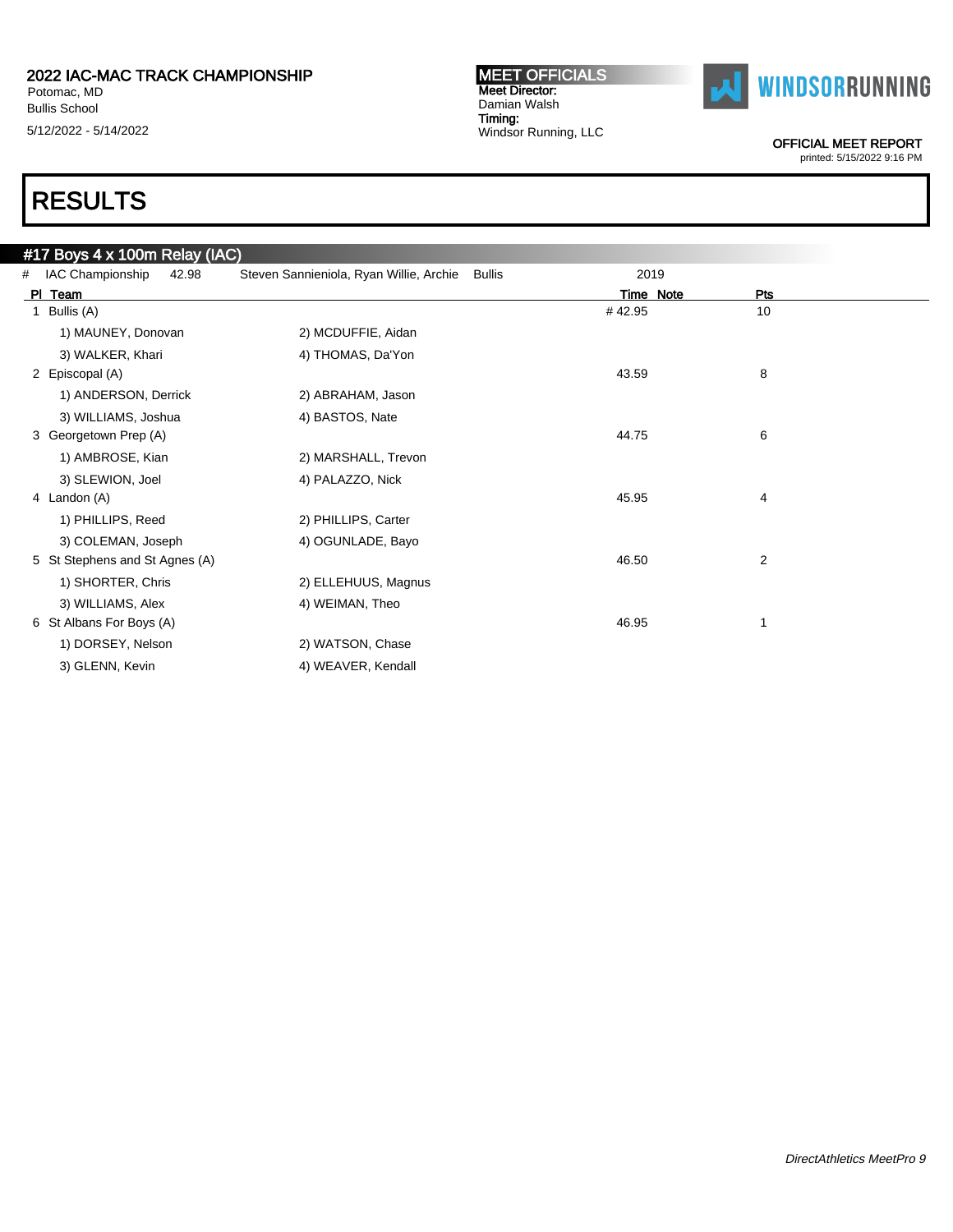2022 IAC-MAC TRACK CHAMPIONSHIP
Potomac, MD
Bullis School
5/12/2022 - 5/14/2022

MEET OFFICIALS
Meet Director:
Damian Walsh
Timing:
Windsor Running, LLC

OFFICIAL MEET REPORT
printed: 5/15/2022 9:16 PM

# RESULTS

## #17 Boys 4 x 100m Relay (IAC)

| # | IAC Championship | 42.98 | Steven Sannieniola, Ryan Willie, Archie | Bullis | 2019 |
|---|---|---|---|---|---|

| Pl | Team | | Time | Note | Pts |
|---|---|---|---|---|---|
| 1 | Bullis (A) | | # 42.95 | | 10 |
| | 1) MAUNEY, Donovan | 2) MCDUFFIE, Aidan | | | |
| | 3) WALKER, Khari | 4) THOMAS, Da'Yon | | | |
| 2 | Episcopal (A) | | 43.59 | | 8 |
| | 1) ANDERSON, Derrick | 2) ABRAHAM, Jason | | | |
| | 3) WILLIAMS, Joshua | 4) BASTOS, Nate | | | |
| 3 | Georgetown Prep (A) | | 44.75 | | 6 |
| | 1) AMBROSE, Kian | 2) MARSHALL, Trevon | | | |
| | 3) SLEWION, Joel | 4) PALAZZO, Nick | | | |
| 4 | Landon (A) | | 45.95 | | 4 |
| | 1) PHILLIPS, Reed | 2) PHILLIPS, Carter | | | |
| | 3) COLEMAN, Joseph | 4) OGUNLADE, Bayo | | | |
| 5 | St Stephens and St Agnes (A) | | 46.50 | | 2 |
| | 1) SHORTER, Chris | 2) ELLEHUUS, Magnus | | | |
| | 3) WILLIAMS, Alex | 4) WEIMAN, Theo | | | |
| 6 | St Albans For Boys (A) | | 46.95 | | 1 |
| | 1) DORSEY, Nelson | 2) WATSON, Chase | | | |
| | 3) GLENN, Kevin | 4) WEAVER, Kendall | | | |

*DirectAthletics MeetPro 9*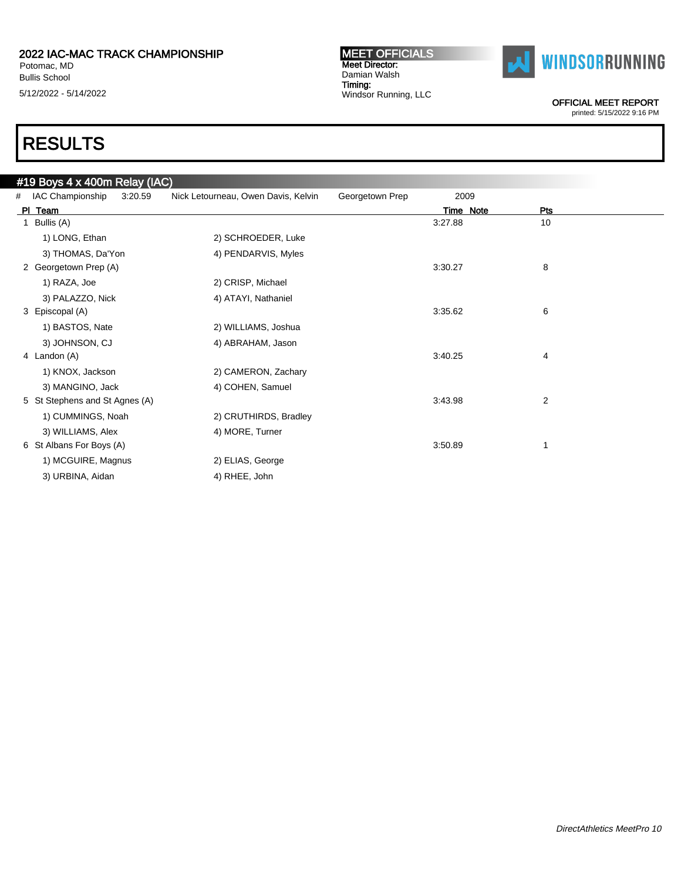# RESULTS

## #19 Boys 4 x 400m Relay (IAC)

| # | IAC Championship | 3:20.59 | Nick Letourneau, Owen Davis, Kelvin | Georgetown Prep | 2009 |
|---|---|---|---|---|---|

| Pl | Team | | Time | Note | Pts |
|---|---|---|---|---|---|
| 1 | Bullis (A) | | 3:27.88 | | 10 |
| | 1) LONG, Ethan | 2) SCHROEDER, Luke | | | |
| | 3) THOMAS, Da'Yon | 4) PENDARVIS, Myles | | | |
| 2 | Georgetown Prep (A) | | 3:30.27 | | 8 |
| | 1) RAZA, Joe | 2) CRISP, Michael | | | |
| | 3) PALAZZO, Nick | 4) ATAYI, Nathaniel | | | |
| 3 | Episcopal (A) | | 3:35.62 | | 6 |
| | 1) BASTOS, Nate | 2) WILLIAMS, Joshua | | | |
| | 3) JOHNSON, CJ | 4) ABRAHAM, Jason | | | |
| 4 | Landon (A) | | 3:40.25 | | 4 |
| | 1) KNOX, Jackson | 2) CAMERON, Zachary | | | |
| | 3) MANGINO, Jack | 4) COHEN, Samuel | | | |
| 5 | St Stephens and St Agnes (A) | | 3:43.98 | | 2 |
| | 1) CUMMINGS, Noah | 2) CRUTHIRDS, Bradley | | | |
| | 3) WILLIAMS, Alex | 4) MORE, Turner | | | |
| 6 | St Albans For Boys (A) | | 3:50.89 | | 1 |
| | 1) MCGUIRE, Magnus | 2) ELIAS, George | | | |
| | 3) URBINA, Aidan | 4) RHEE, John | | | |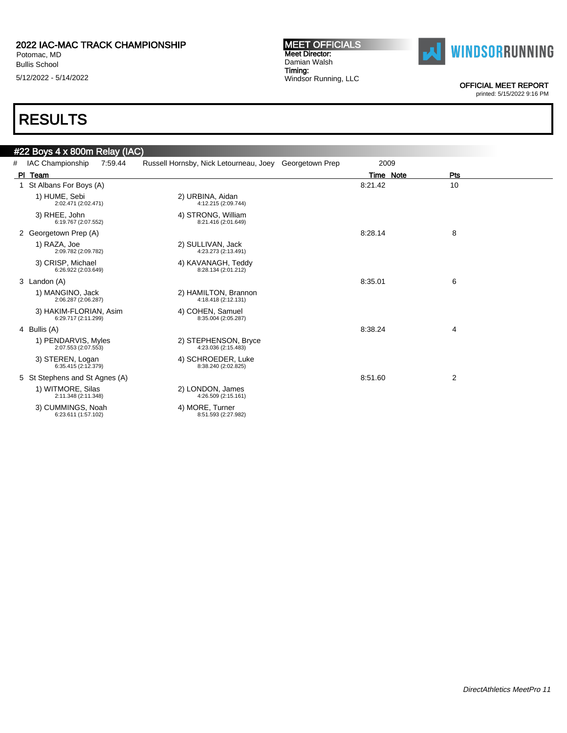2022 IAC-MAC TRACK CHAMPIONSHIP
Potomac, MD
Bullis School
5/12/2022 - 5/14/2022

**MEET OFFICIALS**
Meet Director:
Damian Walsh
Timing:
Windsor Running, LLC

OFFICIAL MEET REPORT
printed: 5/15/2022 9:16 PM

# RESULTS

## #22 Boys 4 x 800m Relay (IAC)

| # | IAC Championship | 7:59.44 | Russell Hornsby, Nick Letourneau, Joey | Georgetown Prep | 2009 |
|---|---|---|---|---|---|

| Pl | Team | Time | Note | Pts |
|---|---|---|---|---|
| 1 | St Albans For Boys (A) | 8:21.42 | | 10 |
| | 1) HUME, Sebi 2:02.471 (2:02.471); 2) URBINA, Aidan 4:12.215 (2:09.744); 3) RHEE, John 6:19.767 (2:07.552); 4) STRONG, William 8:21.416 (2:01.649) | | | |
| 2 | Georgetown Prep (A) | 8:28.14 | | 8 |
| | 1) RAZA, Joe 2:09.782 (2:09.782); 2) SULLIVAN, Jack 4:23.273 (2:13.491); 3) CRISP, Michael 6:26.922 (2:03.649); 4) KAVANAGH, Teddy 8:28.134 (2:01.212) | | | |
| 3 | Landon (A) | 8:35.01 | | 6 |
| | 1) MANGINO, Jack 2:06.287 (2:06.287); 2) HAMILTON, Brannon 4:18.418 (2:12.131); 3) HAKIM-FLORIAN, Asim 6:29.717 (2:11.299); 4) COHEN, Samuel 8:35.004 (2:05.287) | | | |
| 4 | Bullis (A) | 8:38.24 | | 4 |
| | 1) PENDARVIS, Myles 2:07.553 (2:07.553); 2) STEPHENSON, Bryce 4:23.036 (2:15.483); 3) STEREN, Logan 6:35.415 (2:12.379); 4) SCHROEDER, Luke 8:38.240 (2:02.825) | | | |
| 5 | St Stephens and St Agnes (A) | 8:51.60 | | 2 |
| | 1) WITMORE, Silas 2:11.348 (2:11.348); 2) LONDON, James 4:26.509 (2:15.161); 3) CUMMINGS, Noah 6:23.611 (1:57.102); 4) MORE, Turner 8:51.593 (2:27.982) | | | |

*DirectAthletics MeetPro 11*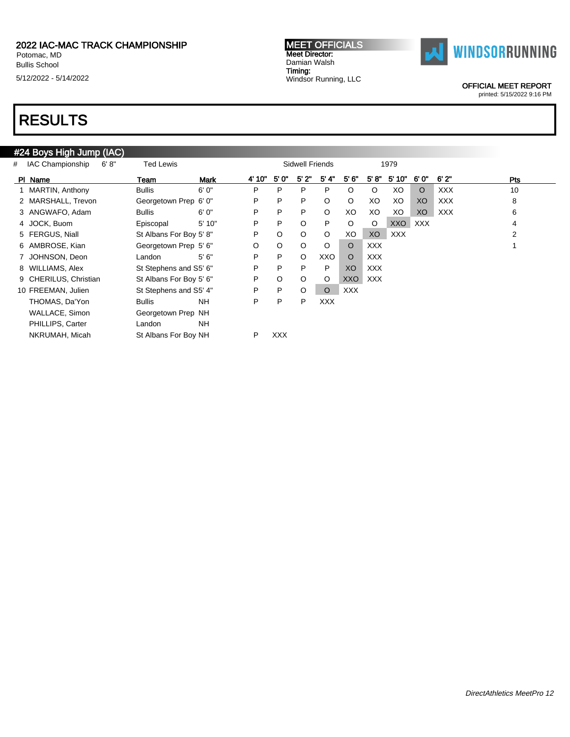2022 IAC-MAC TRACK CHAMPIONSHIP
Potomac, MD
Bullis School
5/12/2022 - 5/14/2022

**MEET OFFICIALS**
Meet Director:
Damian Walsh
Timing:
Windsor Running, LLC

WINDSORRUNNING

OFFICIAL MEET REPORT
printed: 5/15/2022 9:16 PM

# RESULTS

## #24 Boys High Jump (IAC)

| # | IAC Championship | 6' 8" | Ted Lewis | Sidwell Friends | 1979 |
|---|---|---|---|---|---|

| Pl | Name | Team | Mark | 4' 10" | 5' 0" | 5' 2" | 5' 4" | 5' 6" | 5' 8" | 5' 10" | 6' 0" | 6' 2" | Pts |
|---|---|---|---|---|---|---|---|---|---|---|---|---|---|
| 1 | MARTIN, Anthony | Bullis | 6' 0" | P | P | P | P | O | O | XO | O | XXX | 10 |
| 2 | MARSHALL, Trevon | Georgetown Prep | 6' 0" | P | P | P | O | O | XO | XO | XO | XXX | 8 |
| 3 | ANGWAFO, Adam | Bullis | 6' 0" | P | P | P | O | XO | XO | XO | XO | XXX | 6 |
| 4 | JOCK, Buom | Episcopal | 5' 10" | P | P | O | P | O | O | XXO | XXX | | 4 |
| 5 | FERGUS, Niall | St Albans For Boy | 5' 8" | P | O | O | O | XO | XO | XXX | | | 2 |
| 6 | AMBROSE, Kian | Georgetown Prep | 5' 6" | O | O | O | O | O | XXX | | | | 1 |
| 7 | JOHNSON, Deon | Landon | 5' 6" | P | P | O | XXO | O | XXX | | | | |
| 8 | WILLIAMS, Alex | St Stephens and S | 5' 6" | P | P | P | P | XO | XXX | | | | |
| 9 | CHERILUS, Christian | St Albans For Boy | 5' 6" | P | O | O | O | XXO | XXX | | | | |
| 10 | FREEMAN, Julien | St Stephens and S | 5' 4" | P | P | O | O | XXX | | | | | |
| | THOMAS, Da'Yon | Bullis | NH | P | P | P | XXX | | | | | | |
| | WALLACE, Simon | Georgetown Prep | NH | | | | | | | | | | |
| | PHILLIPS, Carter | Landon | NH | | | | | | | | | | |
| | NKRUMAH, Micah | St Albans For Boy | NH | P | XXX | | | | | | | | |

*DirectAthletics MeetPro 12*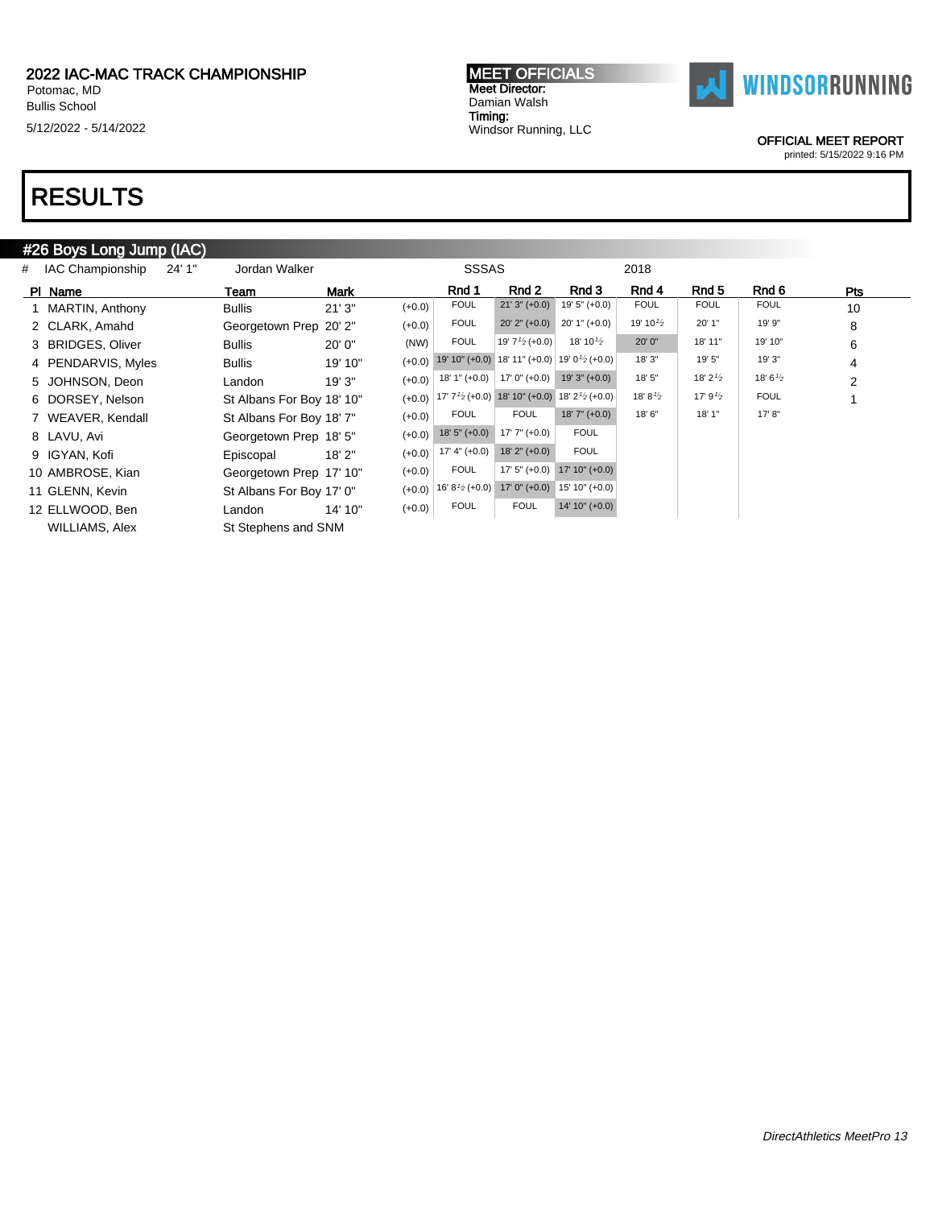2022 IAC-MAC TRACK CHAMPIONSHIP
Potomac, MD
Bullis School
5/12/2022 - 5/14/2022

**MEET OFFICIALS**
Meet Director:
Damian Walsh
Timing:
Windsor Running, LLC

WINDSORRUNNING

OFFICIAL MEET REPORT
printed: 5/15/2022 9:16 PM

# RESULTS

## #26 Boys Long Jump (IAC)

| # | IAC Championship | 24' 1" | Jordan Walker | SSSAS | 2018 |
|---|---|---|---|---|---|

| Pl | Name | Team | Mark | | Rnd 1 | Rnd 2 | Rnd 3 | Rnd 4 | Rnd 5 | Rnd 6 | Pts |
|---|---|---|---|---|---|---|---|---|---|---|---|
| 1 | MARTIN, Anthony | Bullis | 21' 3" | (+0.0) | FOUL | 21' 3" (+0.0) | 19' 5" (+0.0) | FOUL | FOUL | FOUL | 10 |
| 2 | CLARK, Amahd | Georgetown Prep | 20' 2" | (+0.0) | FOUL | 20' 2" (+0.0) | 20' 1" (+0.0) | 19' 10½ | 20' 1" | 19' 9" | 8 |
| 3 | BRIDGES, Oliver | Bullis | 20' 0" | (NW) | FOUL | 19' 7½ (+0.0) | 18' 10½ | 20' 0" | 18' 11" | 19' 10" | 6 |
| 4 | PENDARVIS, Myles | Bullis | 19' 10" | (+0.0) | 19' 10" (+0.0) | 18' 11" (+0.0) | 19' 0½ (+0.0) | 18' 3" | 19' 5" | 19' 3" | 4 |
| 5 | JOHNSON, Deon | Landon | 19' 3" | (+0.0) | 18' 1" (+0.0) | 17' 0" (+0.0) | 19' 3" (+0.0) | 18' 5" | 18' 2½ | 18' 6½ | 2 |
| 6 | DORSEY, Nelson | St Albans For Boy | 18' 10" | (+0.0) | 17' 7½ (+0.0) | 18' 10" (+0.0) | 18' 2½ (+0.0) | 18' 8½ | 17' 9½ | FOUL | 1 |
| 7 | WEAVER, Kendall | St Albans For Boy | 18' 7" | (+0.0) | FOUL | FOUL | 18' 7" (+0.0) | 18' 6" | 18' 1" | 17' 8" | |
| 8 | LAVU, Avi | Georgetown Prep | 18' 5" | (+0.0) | 18' 5" (+0.0) | 17' 7" (+0.0) | FOUL | | | | |
| 9 | IGYAN, Kofi | Episcopal | 18' 2" | (+0.0) | 17' 4" (+0.0) | 18' 2" (+0.0) | FOUL | | | | |
| 10 | AMBROSE, Kian | Georgetown Prep | 17' 10" | (+0.0) | FOUL | 17' 5" (+0.0) | 17' 10" (+0.0) | | | | |
| 11 | GLENN, Kevin | St Albans For Boy | 17' 0" | (+0.0) | 16' 8½ (+0.0) | 17' 0" (+0.0) | 15' 10" (+0.0) | | | | |
| 12 | ELLWOOD, Ben | Landon | 14' 10" | (+0.0) | FOUL | FOUL | 14' 10" (+0.0) | | | | |
| | WILLIAMS, Alex | St Stephens and SNM | | | | | | | | | |

*DirectAthletics MeetPro 13*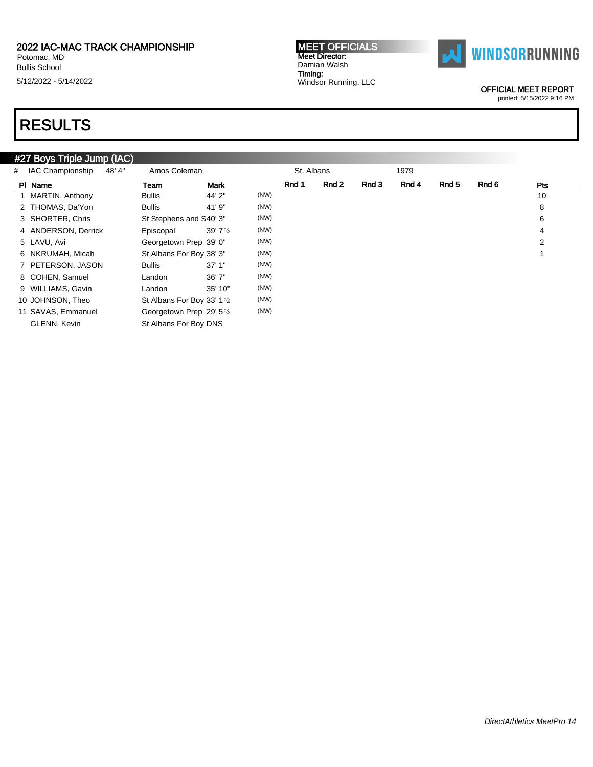# RESULTS

## #27 Boys Triple Jump (IAC)

| # | IAC Championship | 48' 4" | Amos Coleman | St. Albans | 1979 |
|---|---|---|---|---|---|

| Pl | Name | Team | Mark | | Rnd 1 | Rnd 2 | Rnd 3 | Rnd 4 | Rnd 5 | Rnd 6 | Pts |
|---|---|---|---|---|---|---|---|---|---|---|---|
| 1 | MARTIN, Anthony | Bullis | 44' 2" | (NW) | | | | | | | 10 |
| 2 | THOMAS, Da'Yon | Bullis | 41' 9" | (NW) | | | | | | | 8 |
| 3 | SHORTER, Chris | St Stephens and S | 40' 3" | (NW) | | | | | | | 6 |
| 4 | ANDERSON, Derrick | Episcopal | 39' 7½ | (NW) | | | | | | | 4 |
| 5 | LAVU, Avi | Georgetown Prep | 39' 0" | (NW) | | | | | | | 2 |
| 6 | NKRUMAH, Micah | St Albans For Boy | 38' 3" | (NW) | | | | | | | 1 |
| 7 | PETERSON, JASON | Bullis | 37' 1" | (NW) | | | | | | | |
| 8 | COHEN, Samuel | Landon | 36' 7" | (NW) | | | | | | | |
| 9 | WILLIAMS, Gavin | Landon | 35' 10" | (NW) | | | | | | | |
| 10 | JOHNSON, Theo | St Albans For Boy | 33' 1½ | (NW) | | | | | | | |
| 11 | SAVAS, Emmanuel | Georgetown Prep | 29' 5½ | (NW) | | | | | | | |
| | GLENN, Kevin | St Albans For Boy | DNS | | | | | | | | |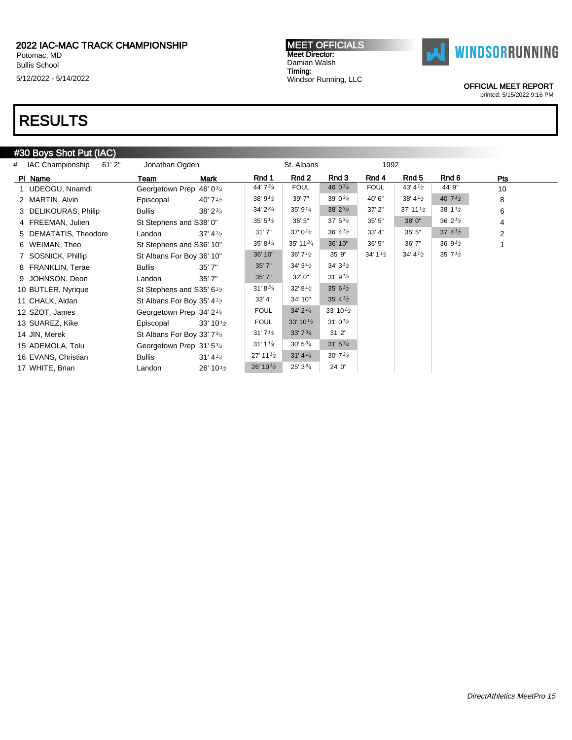2022 IAC-MAC TRACK CHAMPIONSHIP
Potomac, MD
Bullis School
5/12/2022 - 5/14/2022

**MEET OFFICIALS**
Meet Director:
Damian Walsh
Timing:
Windsor Running, LLC

WINDSORRUNNING

OFFICIAL MEET REPORT
printed: 5/15/2022 9:16 PM

# RESULTS

## #30 Boys Shot Put (IAC)

| # | IAC Championship | 61' 2" | Jonathan Ogden | St. Albans | 1992 |
|---|---|---|---|---|---|

| Pl | Name | Team | Mark | Rnd 1 | Rnd 2 | Rnd 3 | Rnd 4 | Rnd 5 | Rnd 6 | Pts |
|---|---|---|---|---|---|---|---|---|---|---|
| 1 | UDEOGU, Nnamdi | Georgetown Prep | 46' 0¾ | 44' 7¾ | FOUL | 46' 0¾ | FOUL | 43' 4½ | 44' 9" | 10 |
| 2 | MARTIN, Alvin | Episcopal | 40' 7½ | 38' 9½ | 39' 7" | 39' 0¾ | 40' 6" | 38' 4½ | 40' 7½ | 8 |
| 3 | DELIKOURAS, Philip | Bullis | 38' 2¾ | 34' 2¾ | 35' 9¼ | 38' 2¾ | 37' 2" | 37' 11½ | 38' 1½ | 6 |
| 4 | FREEMAN, Julien | St Stephens and S | 38' 0" | 35' 5½ | 36' 5" | 37' 5¾ | 35' 5" | 38' 0" | 36' 2½ | 4 |
| 5 | DEMATATIS, Theodore | Landon | 37' 4½ | 31' 7" | 37' 0½ | 36' 4½ | 33' 4" | 35' 5" | 37' 4½ | 2 |
| 6 | WEIMAN, Theo | St Stephens and S | 36' 10" | 35' 8¼ | 35' 11¾ | 36' 10" | 36' 5" | 36' 7" | 36' 9½ | 1 |
| 7 | SOSNICK, Phillip | St Albans For Boy | 36' 10" | 36' 10" | 36' 7½ | 35' 9" | 34' 1½ | 34' 4½ | 35' 7½ | |
| 8 | FRANKLIN, Terae | Bullis | 35' 7" | 35' 7" | 34' 3½ | 34' 3½ | | | | |
| 9 | JOHNSON, Deon | Landon | 35' 7" | 35' 7" | 32' 0" | 31' 9½ | | | | |
| 10 | BUTLER, Nyrique | St Stephens and S | 35' 6½ | 31' 8¾ | 32' 8½ | 35' 6½ | | | | |
| 11 | CHALK, Aidan | St Albans For Boy | 35' 4½ | 33' 4" | 34' 10" | 35' 4½ | | | | |
| 12 | SZOT, James | Georgetown Prep | 34' 2¼ | FOUL | 34' 2¼ | 33' 10½ | | | | |
| 13 | SUAREZ, Kike | Episcopal | 33' 10½ | FOUL | 33' 10½ | 31' 0½ | | | | |
| 14 | JIN, Merek | St Albans For Boy | 33' 7¾ | 31' 7½ | 33' 7¾ | 31' 2" | | | | |
| 15 | ADEMOLA, Tolu | Georgetown Prep | 31' 5¾ | 31' 1¼ | 30' 5¾ | 31' 5¾ | | | | |
| 16 | EVANS, Christian | Bullis | 31' 4¼ | 27' 11½ | 31' 4¼ | 30' 7¾ | | | | |
| 17 | WHITE, Brian | Landon | 26' 10½ | 26' 10½ | 25' 3¾ | 24' 0" | | | | |

*DirectAthletics MeetPro 15*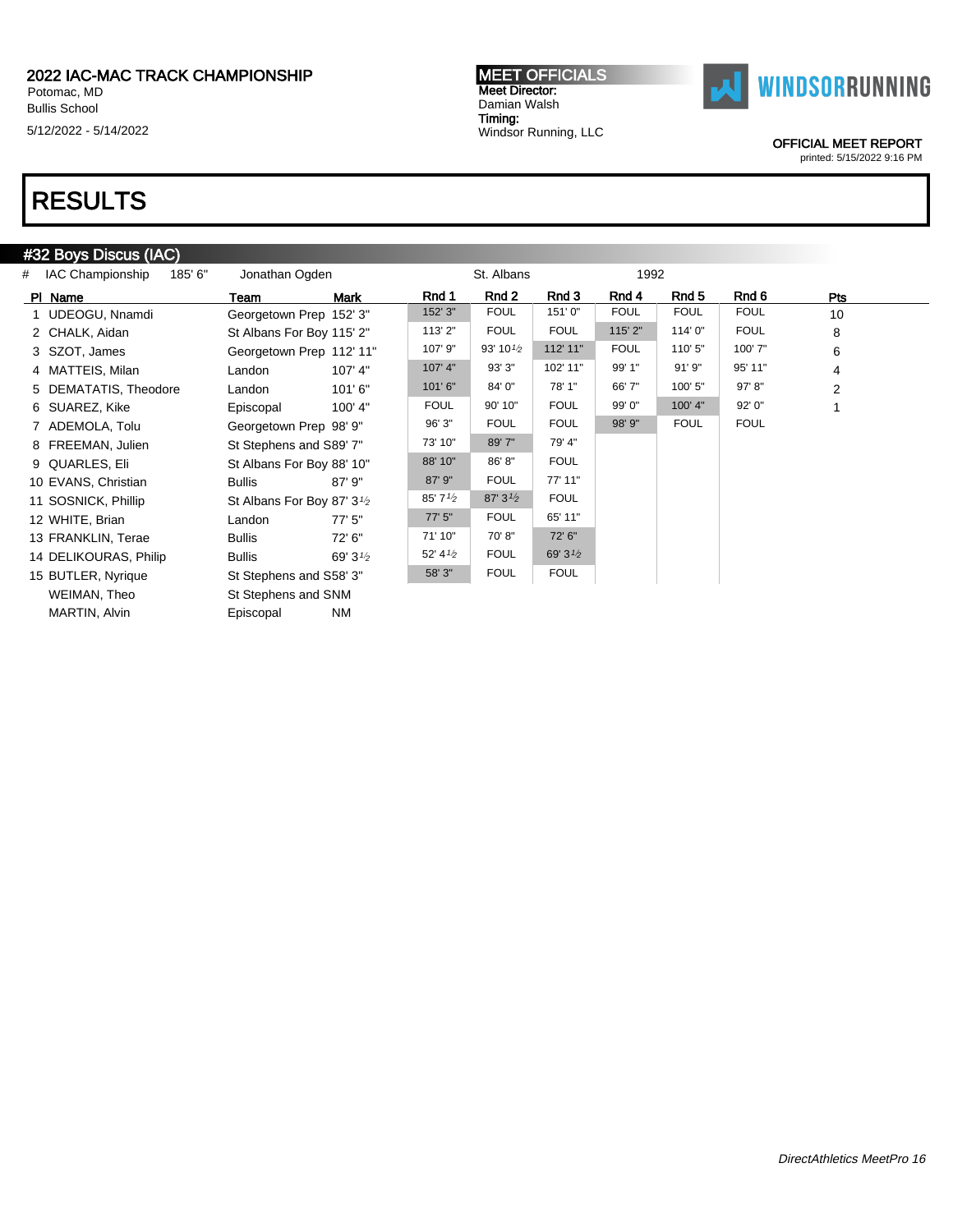# 2022 IAC-MAC TRACK CHAMPIONSHIP

Potomac, MD
Bullis School
5/12/2022 - 5/14/2022

**MEET OFFICIALS**
**Meet Director:**
Damian Walsh
**Timing:**
Windsor Running, LLC

OFFICIAL MEET REPORT
printed: 5/15/2022 9:16 PM

# RESULTS

## #32 Boys Discus (IAC)

| # | IAC Championship | 185' 6" | Jonathan Ogden | St. Albans | 1992 |
|---|---|---|---|---|---|

| Pl | Name | Team | Mark | Rnd 1 | Rnd 2 | Rnd 3 | Rnd 4 | Rnd 5 | Rnd 6 | Pts |
|---|---|---|---|---|---|---|---|---|---|---|
| 1 | UDEOGU, Nnamdi | Georgetown Prep | 152' 3" | 152' 3" | FOUL | 151' 0" | FOUL | FOUL | FOUL | 10 |
| 2 | CHALK, Aidan | St Albans For Boy | 115' 2" | 113' 2" | FOUL | FOUL | 115' 2" | 114' 0" | FOUL | 8 |
| 3 | SZOT, James | Georgetown Prep | 112' 11" | 107' 9" | 93' 10½ | 112' 11" | FOUL | 110' 5" | 100' 7" | 6 |
| 4 | MATTEIS, Milan | Landon | 107' 4" | 107' 4" | 93' 3" | 102' 11" | 99' 1" | 91' 9" | 95' 11" | 4 |
| 5 | DEMATATIS, Theodore | Landon | 101' 6" | 101' 6" | 84' 0" | 78' 1" | 66' 7" | 100' 5" | 97' 8" | 2 |
| 6 | SUAREZ, Kike | Episcopal | 100' 4" | FOUL | 90' 10" | FOUL | 99' 0" | 100' 4" | 92' 0" | 1 |
| 7 | ADEMOLA, Tolu | Georgetown Prep | 98' 9" | 96' 3" | FOUL | FOUL | 98' 9" | FOUL | FOUL | |
| 8 | FREEMAN, Julien | St Stephens and S | 89' 7" | 73' 10" | 89' 7" | 79' 4" | | | | |
| 9 | QUARLES, Eli | St Albans For Boy | 88' 10" | 88' 10" | 86' 8" | FOUL | | | | |
| 10 | EVANS, Christian | Bullis | 87' 9" | 87' 9" | FOUL | 77' 11" | | | | |
| 11 | SOSNICK, Phillip | St Albans For Boy | 87' 3½ | 85' 7½ | 87' 3½ | FOUL | | | | |
| 12 | WHITE, Brian | Landon | 77' 5" | 77' 5" | FOUL | 65' 11" | | | | |
| 13 | FRANKLIN, Terae | Bullis | 72' 6" | 71' 10" | 70' 8" | 72' 6" | | | | |
| 14 | DELIKOURAS, Philip | Bullis | 69' 3½ | 52' 4½ | FOUL | 69' 3½ | | | | |
| 15 | BUTLER, Nyrique | St Stephens and S | 58' 3" | 58' 3" | FOUL | FOUL | | | | |
| | WEIMAN, Theo | St Stephens and S | NM | | | | | | | |
| | MARTIN, Alvin | Episcopal | NM | | | | | | | |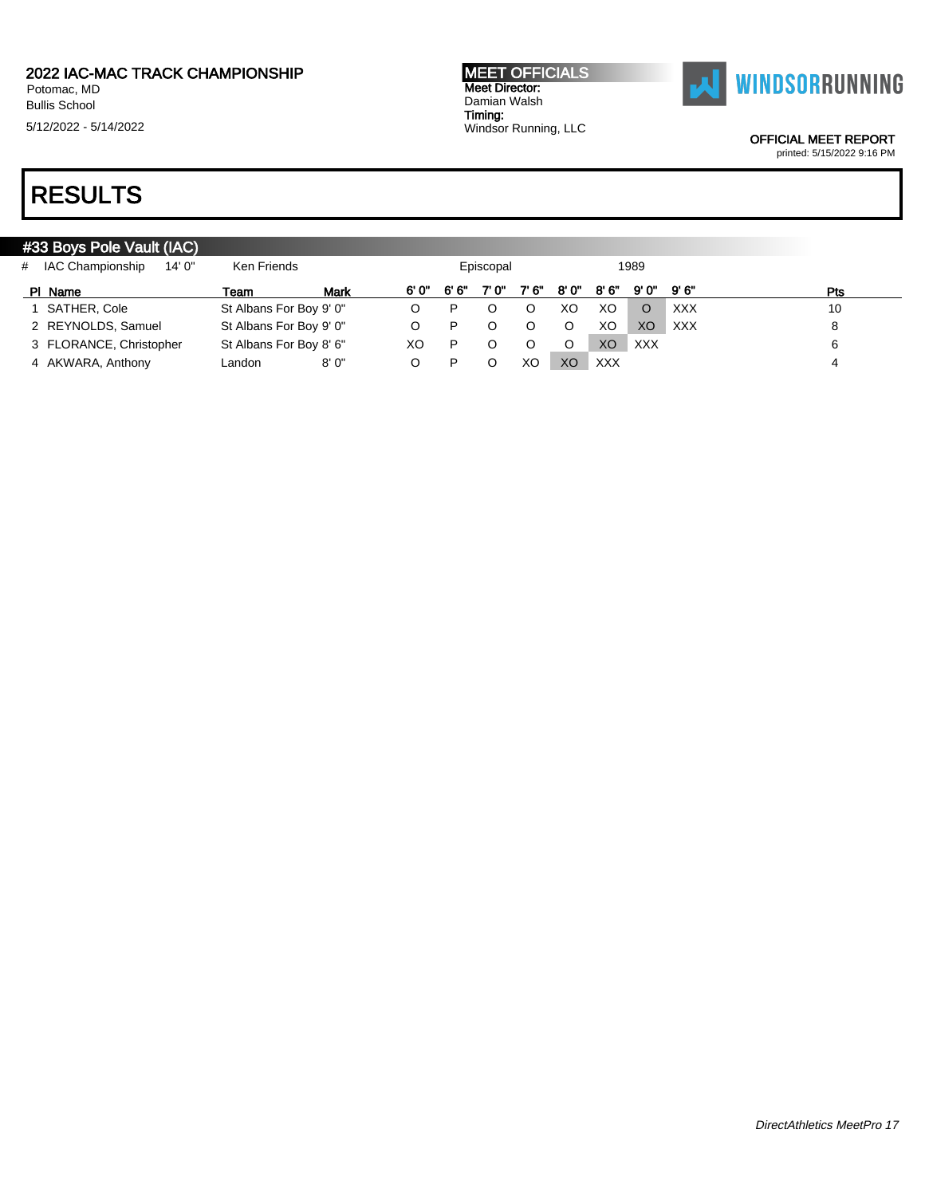# 2022 IAC-MAC TRACK CHAMPIONSHIP

Potomac, MD
Bullis School

5/12/2022 - 5/14/2022

**MEET OFFICIALS**
Meet Director:
Damian Walsh
Timing:
Windsor Running, LLC

OFFICIAL MEET REPORT
printed: 5/15/2022 9:16 PM

# RESULTS

## #33 Boys Pole Vault (IAC)

| # | IAC Championship | 14' 0" | Ken Friends | Episcopal | 1989 |
|---|---|---|---|---|---|

| Pl | Name | Team | Mark | 6' 0" | 6' 6" | 7' 0" | 7' 6" | 8' 0" | 8' 6" | 9' 0" | 9' 6" | Pts |
|---|---|---|---|---|---|---|---|---|---|---|---|---|
| 1 | SATHER, Cole | St Albans For Boy | 9' 0" | O | P | O | O | XO | XO | O | XXX | 10 |
| 2 | REYNOLDS, Samuel | St Albans For Boy | 9' 0" | O | P | O | O | O | XO | XO | XXX | 8 |
| 3 | FLORANCE, Christopher | St Albans For Boy | 8' 6" | XO | P | O | O | O | XO | XXX | | 6 |
| 4 | AKWARA, Anthony | Landon | 8' 0" | O | P | O | XO | XO | XXX | | | 4 |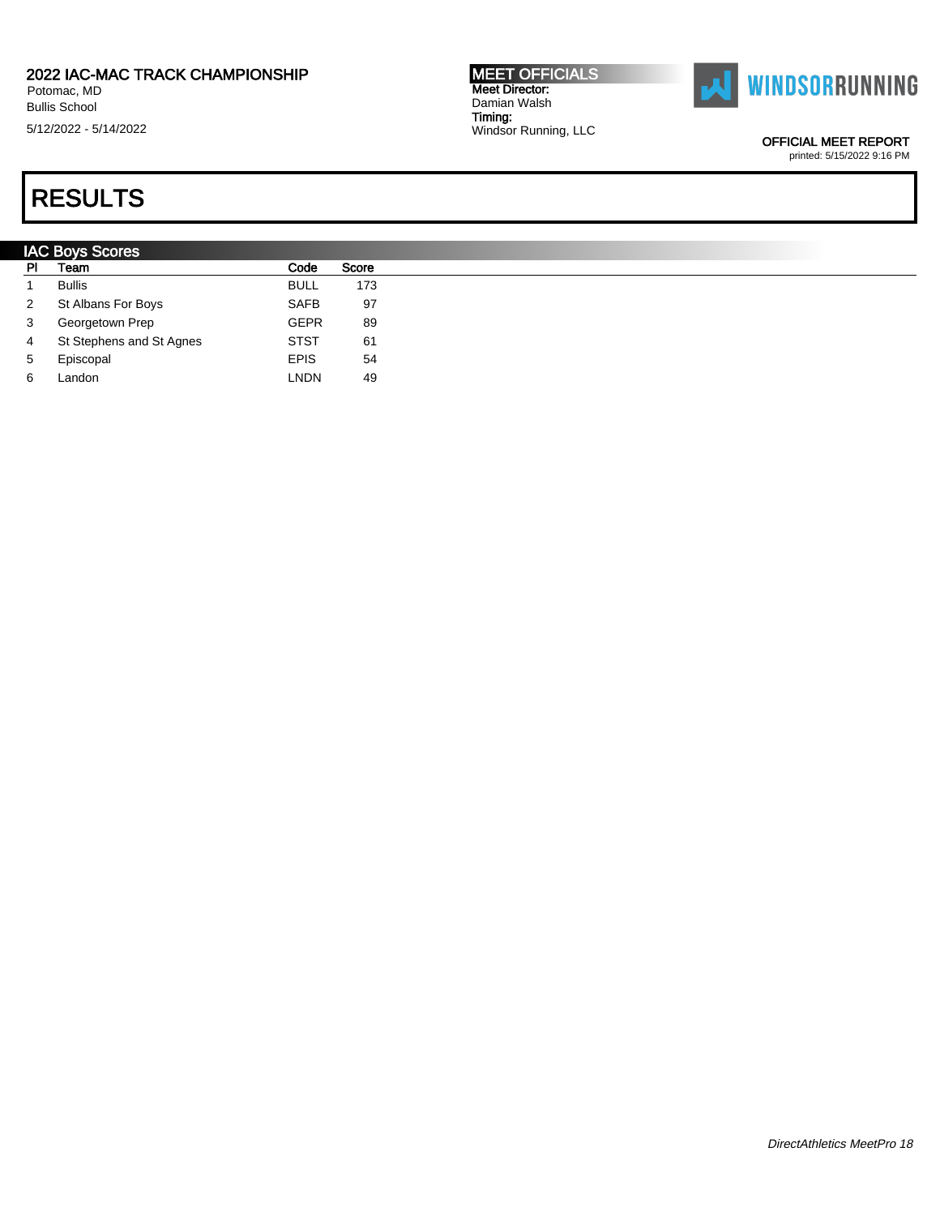2022 IAC-MAC TRACK CHAMPIONSHIP
Potomac, MD
Bullis School
5/12/2022 - 5/14/2022

**MEET OFFICIALS**
Meet Director:
Damian Walsh
Timing:
Windsor Running, LLC

WINDSORRUNNING

OFFICIAL MEET REPORT
printed: 5/15/2022 9:16 PM

# RESULTS

## IAC Boys Scores

| Pl | Team | Code | Score |
|---|---|---|---|
| 1 | Bullis | BULL | 173 |
| 2 | St Albans For Boys | SAFB | 97 |
| 3 | Georgetown Prep | GEPR | 89 |
| 4 | St Stephens and St Agnes | STST | 61 |
| 5 | Episcopal | EPIS | 54 |
| 6 | Landon | LNDN | 49 |

*DirectAthletics MeetPro 18*